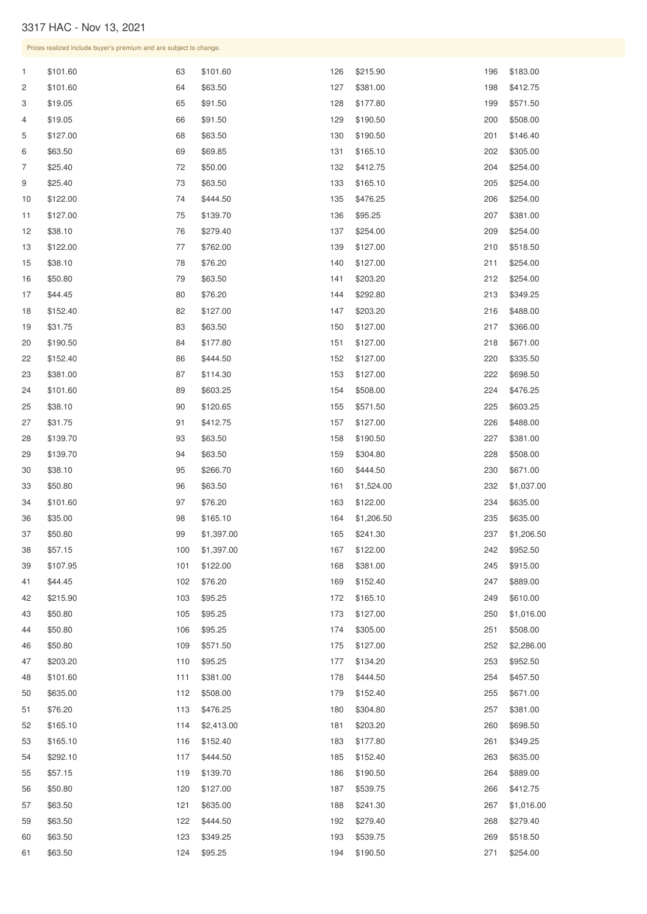# 3317 HAC - Nov 13, 2021

Prices realized include buyer's premium and are subject to change.

| Lot | Price | Lot | Price | Lot | Price | Lot | Price |
|---|---|---|---|---|---|---|---|
| 1 | $101.60 | 63 | $101.60 | 126 | $215.90 | 196 | $183.00 |
| 2 | $101.60 | 64 | $63.50 | 127 | $381.00 | 198 | $412.75 |
| 3 | $19.05 | 65 | $91.50 | 128 | $177.80 | 199 | $571.50 |
| 4 | $19.05 | 66 | $91.50 | 129 | $190.50 | 200 | $508.00 |
| 5 | $127.00 | 68 | $63.50 | 130 | $190.50 | 201 | $146.40 |
| 6 | $63.50 | 69 | $69.85 | 131 | $165.10 | 202 | $305.00 |
| 7 | $25.40 | 72 | $50.00 | 132 | $412.75 | 204 | $254.00 |
| 9 | $25.40 | 73 | $63.50 | 133 | $165.10 | 205 | $254.00 |
| 10 | $122.00 | 74 | $444.50 | 135 | $476.25 | 206 | $254.00 |
| 11 | $127.00 | 75 | $139.70 | 136 | $95.25 | 207 | $381.00 |
| 12 | $38.10 | 76 | $279.40 | 137 | $254.00 | 209 | $254.00 |
| 13 | $122.00 | 77 | $762.00 | 139 | $127.00 | 210 | $518.50 |
| 15 | $38.10 | 78 | $76.20 | 140 | $127.00 | 211 | $254.00 |
| 16 | $50.80 | 79 | $63.50 | 141 | $203.20 | 212 | $254.00 |
| 17 | $44.45 | 80 | $76.20 | 144 | $292.80 | 213 | $349.25 |
| 18 | $152.40 | 82 | $127.00 | 147 | $203.20 | 216 | $488.00 |
| 19 | $31.75 | 83 | $63.50 | 150 | $127.00 | 217 | $366.00 |
| 20 | $190.50 | 84 | $177.80 | 151 | $127.00 | 218 | $671.00 |
| 22 | $152.40 | 86 | $444.50 | 152 | $127.00 | 220 | $335.50 |
| 23 | $381.00 | 87 | $114.30 | 153 | $127.00 | 222 | $698.50 |
| 24 | $101.60 | 89 | $603.25 | 154 | $508.00 | 224 | $476.25 |
| 25 | $38.10 | 90 | $120.65 | 155 | $571.50 | 225 | $603.25 |
| 27 | $31.75 | 91 | $412.75 | 157 | $127.00 | 226 | $488.00 |
| 28 | $139.70 | 93 | $63.50 | 158 | $190.50 | 227 | $381.00 |
| 29 | $139.70 | 94 | $63.50 | 159 | $304.80 | 228 | $508.00 |
| 30 | $38.10 | 95 | $266.70 | 160 | $444.50 | 230 | $671.00 |
| 33 | $50.80 | 96 | $63.50 | 161 | $1,524.00 | 232 | $1,037.00 |
| 34 | $101.60 | 97 | $76.20 | 163 | $122.00 | 234 | $635.00 |
| 36 | $35.00 | 98 | $165.10 | 164 | $1,206.50 | 235 | $635.00 |
| 37 | $50.80 | 99 | $1,397.00 | 165 | $241.30 | 237 | $1,206.50 |
| 38 | $57.15 | 100 | $1,397.00 | 167 | $122.00 | 242 | $952.50 |
| 39 | $107.95 | 101 | $122.00 | 168 | $381.00 | 245 | $915.00 |
| 41 | $44.45 | 102 | $76.20 | 169 | $152.40 | 247 | $889.00 |
| 42 | $215.90 | 103 | $95.25 | 172 | $165.10 | 249 | $610.00 |
| 43 | $50.80 | 105 | $95.25 | 173 | $127.00 | 250 | $1,016.00 |
| 44 | $50.80 | 106 | $95.25 | 174 | $305.00 | 251 | $508.00 |
| 46 | $50.80 | 109 | $571.50 | 175 | $127.00 | 252 | $2,286.00 |
| 47 | $203.20 | 110 | $95.25 | 177 | $134.20 | 253 | $952.50 |
| 48 | $101.60 | 111 | $381.00 | 178 | $444.50 | 254 | $457.50 |
| 50 | $635.00 | 112 | $508.00 | 179 | $152.40 | 255 | $671.00 |
| 51 | $76.20 | 113 | $476.25 | 180 | $304.80 | 257 | $381.00 |
| 52 | $165.10 | 114 | $2,413.00 | 181 | $203.20 | 260 | $698.50 |
| 53 | $165.10 | 116 | $152.40 | 183 | $177.80 | 261 | $349.25 |
| 54 | $292.10 | 117 | $444.50 | 185 | $152.40 | 263 | $635.00 |
| 55 | $57.15 | 119 | $139.70 | 186 | $190.50 | 264 | $889.00 |
| 56 | $50.80 | 120 | $127.00 | 187 | $539.75 | 266 | $412.75 |
| 57 | $63.50 | 121 | $635.00 | 188 | $241.30 | 267 | $1,016.00 |
| 59 | $63.50 | 122 | $444.50 | 192 | $279.40 | 268 | $279.40 |
| 60 | $63.50 | 123 | $349.25 | 193 | $539.75 | 269 | $518.50 |
| 61 | $63.50 | 124 | $95.25 | 194 | $190.50 | 271 | $254.00 |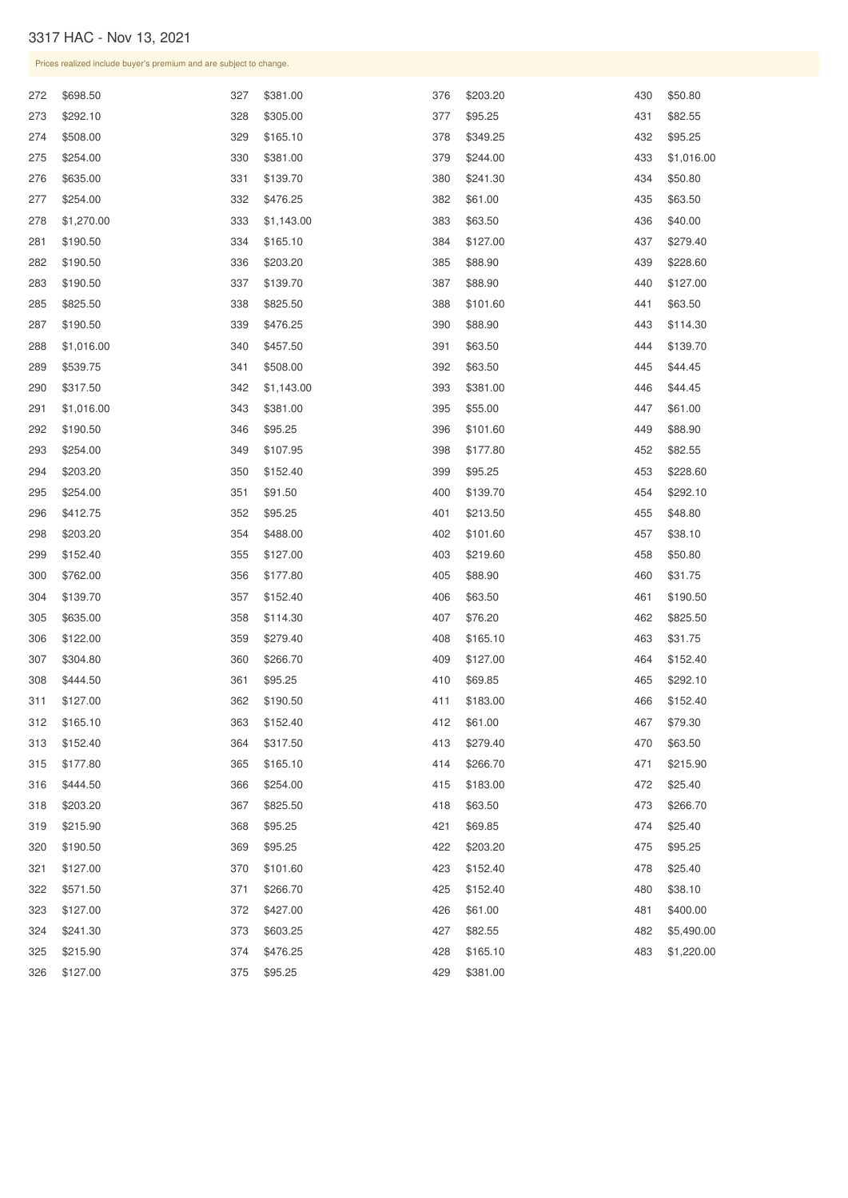# 3317 HAC - Nov 13, 2021

Prices realized include buyer's premium and are subject to change.

| | | | | | | | |
|---|---|---|---|---|---|---|---|
| 272 | $698.50 | 327 | $381.00 | 376 | $203.20 | 430 | $50.80 |
| 273 | $292.10 | 328 | $305.00 | 377 | $95.25 | 431 | $82.55 |
| 274 | $508.00 | 329 | $165.10 | 378 | $349.25 | 432 | $95.25 |
| 275 | $254.00 | 330 | $381.00 | 379 | $244.00 | 433 | $1,016.00 |
| 276 | $635.00 | 331 | $139.70 | 380 | $241.30 | 434 | $50.80 |
| 277 | $254.00 | 332 | $476.25 | 382 | $61.00 | 435 | $63.50 |
| 278 | $1,270.00 | 333 | $1,143.00 | 383 | $63.50 | 436 | $40.00 |
| 281 | $190.50 | 334 | $165.10 | 384 | $127.00 | 437 | $279.40 |
| 282 | $190.50 | 336 | $203.20 | 385 | $88.90 | 439 | $228.60 |
| 283 | $190.50 | 337 | $139.70 | 387 | $88.90 | 440 | $127.00 |
| 285 | $825.50 | 338 | $825.50 | 388 | $101.60 | 441 | $63.50 |
| 287 | $190.50 | 339 | $476.25 | 390 | $88.90 | 443 | $114.30 |
| 288 | $1,016.00 | 340 | $457.50 | 391 | $63.50 | 444 | $139.70 |
| 289 | $539.75 | 341 | $508.00 | 392 | $63.50 | 445 | $44.45 |
| 290 | $317.50 | 342 | $1,143.00 | 393 | $381.00 | 446 | $44.45 |
| 291 | $1,016.00 | 343 | $381.00 | 395 | $55.00 | 447 | $61.00 |
| 292 | $190.50 | 346 | $95.25 | 396 | $101.60 | 449 | $88.90 |
| 293 | $254.00 | 349 | $107.95 | 398 | $177.80 | 452 | $82.55 |
| 294 | $203.20 | 350 | $152.40 | 399 | $95.25 | 453 | $228.60 |
| 295 | $254.00 | 351 | $91.50 | 400 | $139.70 | 454 | $292.10 |
| 296 | $412.75 | 352 | $95.25 | 401 | $213.50 | 455 | $48.80 |
| 298 | $203.20 | 354 | $488.00 | 402 | $101.60 | 457 | $38.10 |
| 299 | $152.40 | 355 | $127.00 | 403 | $219.60 | 458 | $50.80 |
| 300 | $762.00 | 356 | $177.80 | 405 | $88.90 | 460 | $31.75 |
| 304 | $139.70 | 357 | $152.40 | 406 | $63.50 | 461 | $190.50 |
| 305 | $635.00 | 358 | $114.30 | 407 | $76.20 | 462 | $825.50 |
| 306 | $122.00 | 359 | $279.40 | 408 | $165.10 | 463 | $31.75 |
| 307 | $304.80 | 360 | $266.70 | 409 | $127.00 | 464 | $152.40 |
| 308 | $444.50 | 361 | $95.25 | 410 | $69.85 | 465 | $292.10 |
| 311 | $127.00 | 362 | $190.50 | 411 | $183.00 | 466 | $152.40 |
| 312 | $165.10 | 363 | $152.40 | 412 | $61.00 | 467 | $79.30 |
| 313 | $152.40 | 364 | $317.50 | 413 | $279.40 | 470 | $63.50 |
| 315 | $177.80 | 365 | $165.10 | 414 | $266.70 | 471 | $215.90 |
| 316 | $444.50 | 366 | $254.00 | 415 | $183.00 | 472 | $25.40 |
| 318 | $203.20 | 367 | $825.50 | 418 | $63.50 | 473 | $266.70 |
| 319 | $215.90 | 368 | $95.25 | 421 | $69.85 | 474 | $25.40 |
| 320 | $190.50 | 369 | $95.25 | 422 | $203.20 | 475 | $95.25 |
| 321 | $127.00 | 370 | $101.60 | 423 | $152.40 | 478 | $25.40 |
| 322 | $571.50 | 371 | $266.70 | 425 | $152.40 | 480 | $38.10 |
| 323 | $127.00 | 372 | $427.00 | 426 | $61.00 | 481 | $400.00 |
| 324 | $241.30 | 373 | $603.25 | 427 | $82.55 | 482 | $5,490.00 |
| 325 | $215.90 | 374 | $476.25 | 428 | $165.10 | 483 | $1,220.00 |
| 326 | $127.00 | 375 | $95.25 | 429 | $381.00 | | |